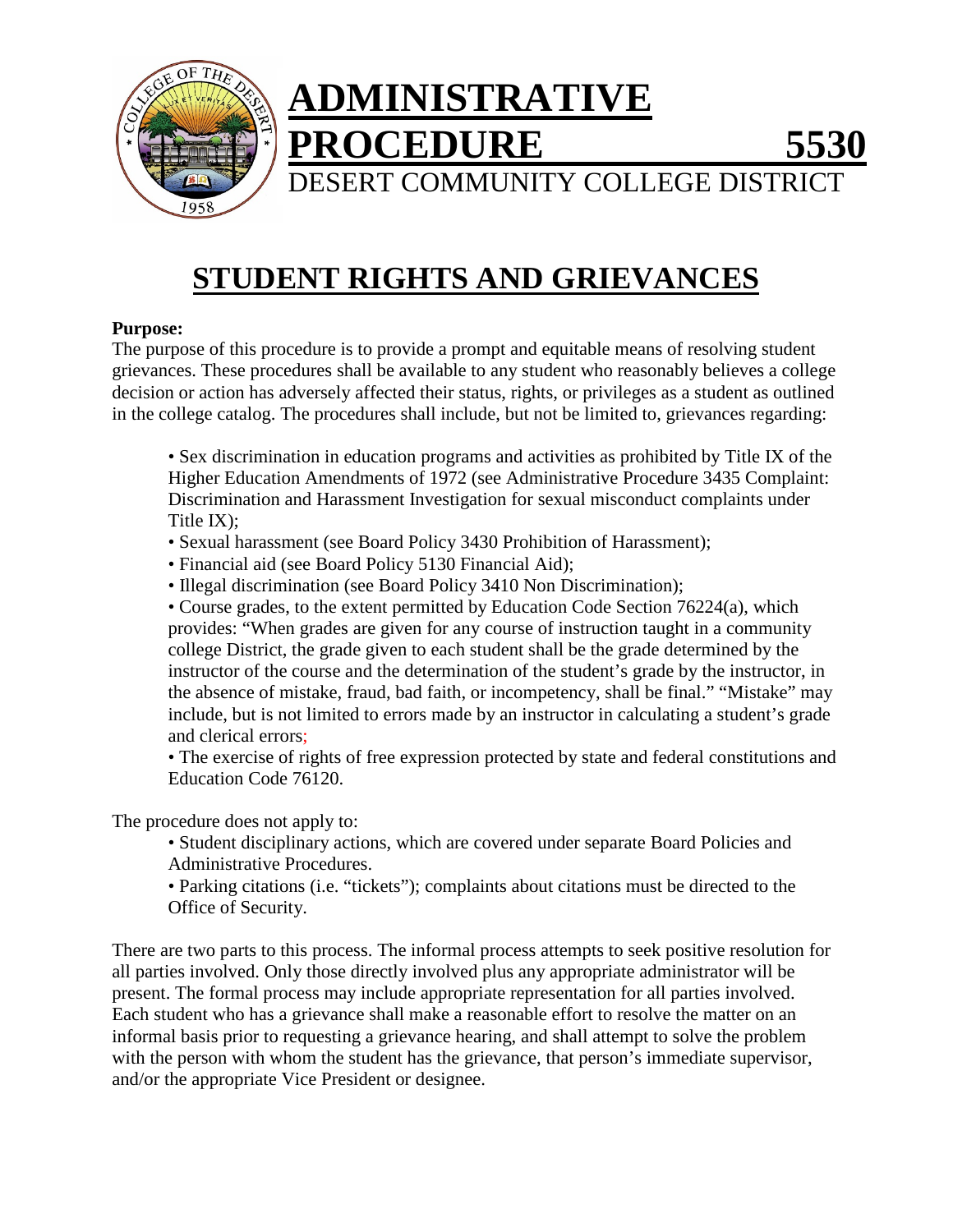# ADMINISTRATIVE PROCEDURE 5530

DESERT COMMUNITY COLLEGE DISTRICT

## STUDENT RIGHTS AND GRIEVANCES

**Purpose:**
The purpose of this procedure is to provide a prompt and equitable means of resolving student grievances. These procedures shall be available to any student who reasonably believes a college decision or action has adversely affected their status, rights, or privileges as a student as outlined in the college catalog. The procedures shall include, but not be limited to, grievances regarding:

- Sex discrimination in education programs and activities as prohibited by Title IX of the Higher Education Amendments of 1972 (see Administrative Procedure 3435 Complaint: Discrimination and Harassment Investigation for sexual misconduct complaints under Title IX);
- Sexual harassment (see Board Policy 3430 Prohibition of Harassment);
- Financial aid (see Board Policy 5130 Financial Aid);
- Illegal discrimination (see Board Policy 3410 Non Discrimination);
- Course grades, to the extent permitted by Education Code Section 76224(a), which provides: "When grades are given for any course of instruction taught in a community college District, the grade given to each student shall be the grade determined by the instructor of the course and the determination of the student's grade by the instructor, in the absence of mistake, fraud, bad faith, or incompetency, shall be final." "Mistake" may include, but is not limited to errors made by an instructor in calculating a student's grade and clerical errors;
- The exercise of rights of free expression protected by state and federal constitutions and Education Code 76120.

The procedure does not apply to:

- Student disciplinary actions, which are covered under separate Board Policies and Administrative Procedures.
- Parking citations (i.e. "tickets"); complaints about citations must be directed to the Office of Security.

There are two parts to this process. The informal process attempts to seek positive resolution for all parties involved. Only those directly involved plus any appropriate administrator will be present. The formal process may include appropriate representation for all parties involved. Each student who has a grievance shall make a reasonable effort to resolve the matter on an informal basis prior to requesting a grievance hearing, and shall attempt to solve the problem with the person with whom the student has the grievance, that person's immediate supervisor, and/or the appropriate Vice President or designee.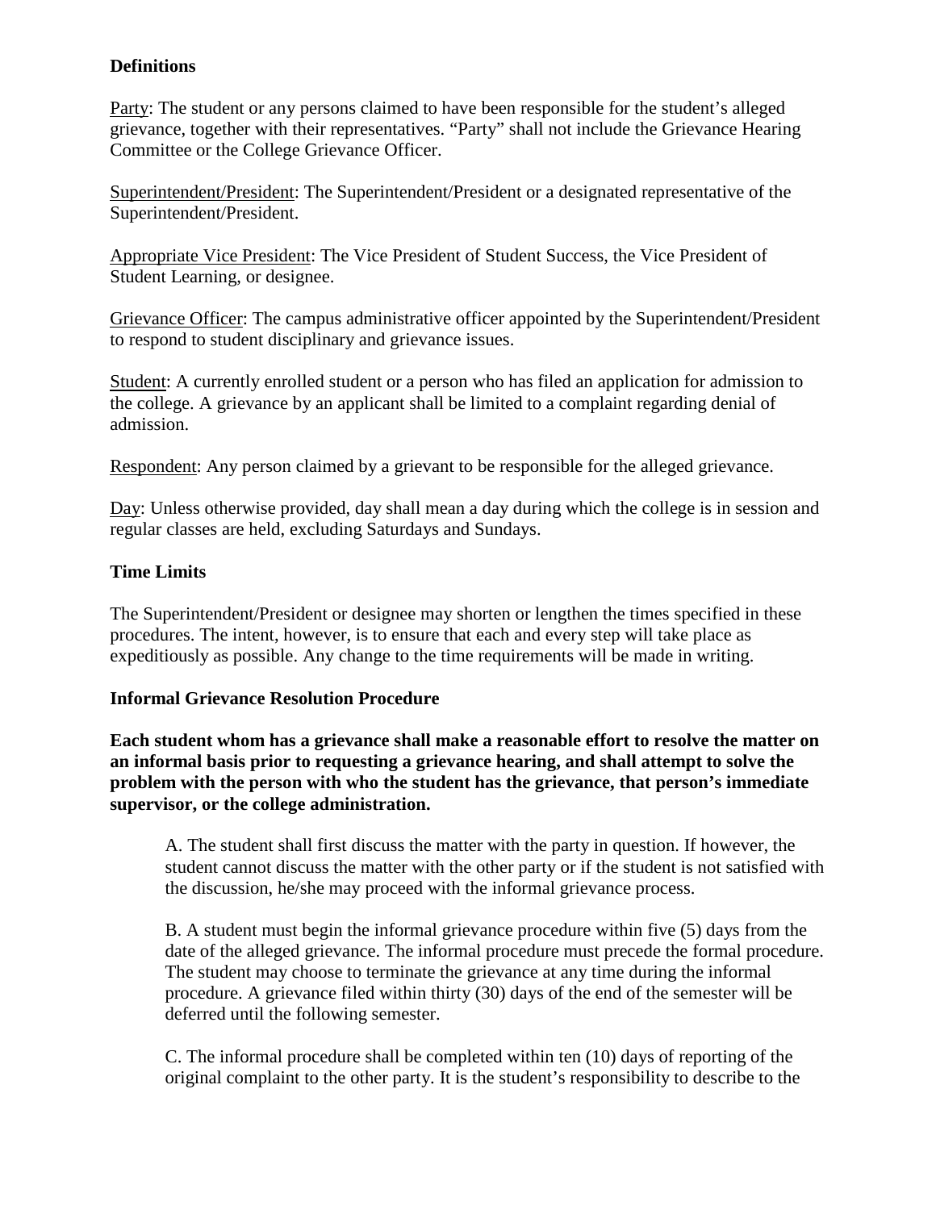## Definitions

Party: The student or any persons claimed to have been responsible for the student's alleged grievance, together with their representatives. "Party" shall not include the Grievance Hearing Committee or the College Grievance Officer.

Superintendent/President: The Superintendent/President or a designated representative of the Superintendent/President.

Appropriate Vice President: The Vice President of Student Success, the Vice President of Student Learning, or designee.

Grievance Officer: The campus administrative officer appointed by the Superintendent/President to respond to student disciplinary and grievance issues.

Student: A currently enrolled student or a person who has filed an application for admission to the college. A grievance by an applicant shall be limited to a complaint regarding denial of admission.

Respondent: Any person claimed by a grievant to be responsible for the alleged grievance.

Day: Unless otherwise provided, day shall mean a day during which the college is in session and regular classes are held, excluding Saturdays and Sundays.

## Time Limits

The Superintendent/President or designee may shorten or lengthen the times specified in these procedures. The intent, however, is to ensure that each and every step will take place as expeditiously as possible. Any change to the time requirements will be made in writing.

## Informal Grievance Resolution Procedure

**Each student whom has a grievance shall make a reasonable effort to resolve the matter on an informal basis prior to requesting a grievance hearing, and shall attempt to solve the problem with the person with who the student has the grievance, that person's immediate supervisor, or the college administration.**

A. The student shall first discuss the matter with the party in question. If however, the student cannot discuss the matter with the other party or if the student is not satisfied with the discussion, he/she may proceed with the informal grievance process.

B. A student must begin the informal grievance procedure within five (5) days from the date of the alleged grievance. The informal procedure must precede the formal procedure. The student may choose to terminate the grievance at any time during the informal procedure. A grievance filed within thirty (30) days of the end of the semester will be deferred until the following semester.

C. The informal procedure shall be completed within ten (10) days of reporting of the original complaint to the other party. It is the student's responsibility to describe to the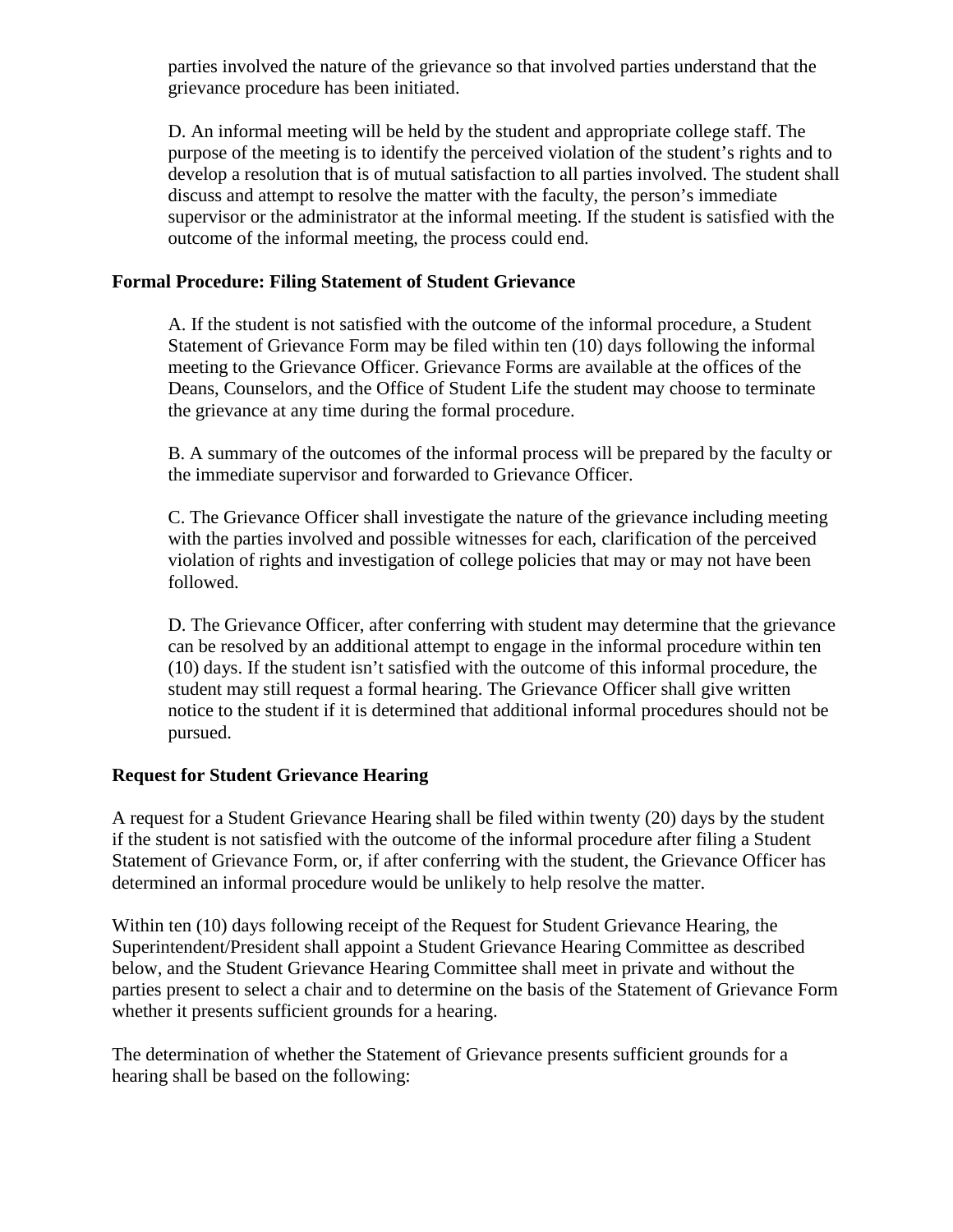parties involved the nature of the grievance so that involved parties understand that the grievance procedure has been initiated.

D. An informal meeting will be held by the student and appropriate college staff. The purpose of the meeting is to identify the perceived violation of the student's rights and to develop a resolution that is of mutual satisfaction to all parties involved. The student shall discuss and attempt to resolve the matter with the faculty, the person's immediate supervisor or the administrator at the informal meeting. If the student is satisfied with the outcome of the informal meeting, the process could end.

**Formal Procedure: Filing Statement of Student Grievance**

A. If the student is not satisfied with the outcome of the informal procedure, a Student Statement of Grievance Form may be filed within ten (10) days following the informal meeting to the Grievance Officer. Grievance Forms are available at the offices of the Deans, Counselors, and the Office of Student Life the student may choose to terminate the grievance at any time during the formal procedure.

B. A summary of the outcomes of the informal process will be prepared by the faculty or the immediate supervisor and forwarded to Grievance Officer.

C. The Grievance Officer shall investigate the nature of the grievance including meeting with the parties involved and possible witnesses for each, clarification of the perceived violation of rights and investigation of college policies that may or may not have been followed.

D. The Grievance Officer, after conferring with student may determine that the grievance can be resolved by an additional attempt to engage in the informal procedure within ten (10) days. If the student isn't satisfied with the outcome of this informal procedure, the student may still request a formal hearing. The Grievance Officer shall give written notice to the student if it is determined that additional informal procedures should not be pursued.

**Request for Student Grievance Hearing**

A request for a Student Grievance Hearing shall be filed within twenty (20) days by the student if the student is not satisfied with the outcome of the informal procedure after filing a Student Statement of Grievance Form, or, if after conferring with the student, the Grievance Officer has determined an informal procedure would be unlikely to help resolve the matter.

Within ten (10) days following receipt of the Request for Student Grievance Hearing, the Superintendent/President shall appoint a Student Grievance Hearing Committee as described below, and the Student Grievance Hearing Committee shall meet in private and without the parties present to select a chair and to determine on the basis of the Statement of Grievance Form whether it presents sufficient grounds for a hearing.

The determination of whether the Statement of Grievance presents sufficient grounds for a hearing shall be based on the following: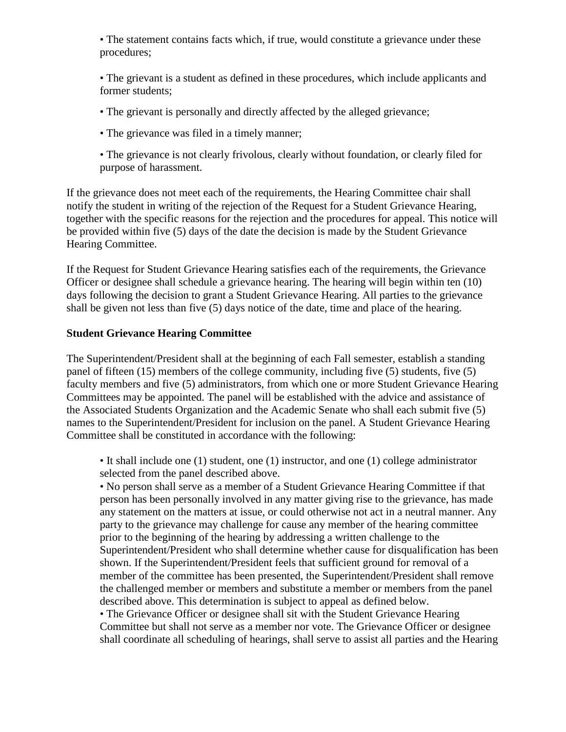- The statement contains facts which, if true, would constitute a grievance under these procedures;
- The grievant is a student as defined in these procedures, which include applicants and former students;
- The grievant is personally and directly affected by the alleged grievance;
- The grievance was filed in a timely manner;
- The grievance is not clearly frivolous, clearly without foundation, or clearly filed for purpose of harassment.

If the grievance does not meet each of the requirements, the Hearing Committee chair shall notify the student in writing of the rejection of the Request for a Student Grievance Hearing, together with the specific reasons for the rejection and the procedures for appeal. This notice will be provided within five (5) days of the date the decision is made by the Student Grievance Hearing Committee.

If the Request for Student Grievance Hearing satisfies each of the requirements, the Grievance Officer or designee shall schedule a grievance hearing. The hearing will begin within ten (10) days following the decision to grant a Student Grievance Hearing. All parties to the grievance shall be given not less than five (5) days notice of the date, time and place of the hearing.

**Student Grievance Hearing Committee**

The Superintendent/President shall at the beginning of each Fall semester, establish a standing panel of fifteen (15) members of the college community, including five (5) students, five (5) faculty members and five (5) administrators, from which one or more Student Grievance Hearing Committees may be appointed. The panel will be established with the advice and assistance of the Associated Students Organization and the Academic Senate who shall each submit five (5) names to the Superintendent/President for inclusion on the panel. A Student Grievance Hearing Committee shall be constituted in accordance with the following:

- It shall include one (1) student, one (1) instructor, and one (1) college administrator selected from the panel described above.
- No person shall serve as a member of a Student Grievance Hearing Committee if that person has been personally involved in any matter giving rise to the grievance, has made any statement on the matters at issue, or could otherwise not act in a neutral manner. Any party to the grievance may challenge for cause any member of the hearing committee prior to the beginning of the hearing by addressing a written challenge to the Superintendent/President who shall determine whether cause for disqualification has been shown. If the Superintendent/President feels that sufficient ground for removal of a member of the committee has been presented, the Superintendent/President shall remove the challenged member or members and substitute a member or members from the panel described above. This determination is subject to appeal as defined below.
- The Grievance Officer or designee shall sit with the Student Grievance Hearing Committee but shall not serve as a member nor vote. The Grievance Officer or designee shall coordinate all scheduling of hearings, shall serve to assist all parties and the Hearing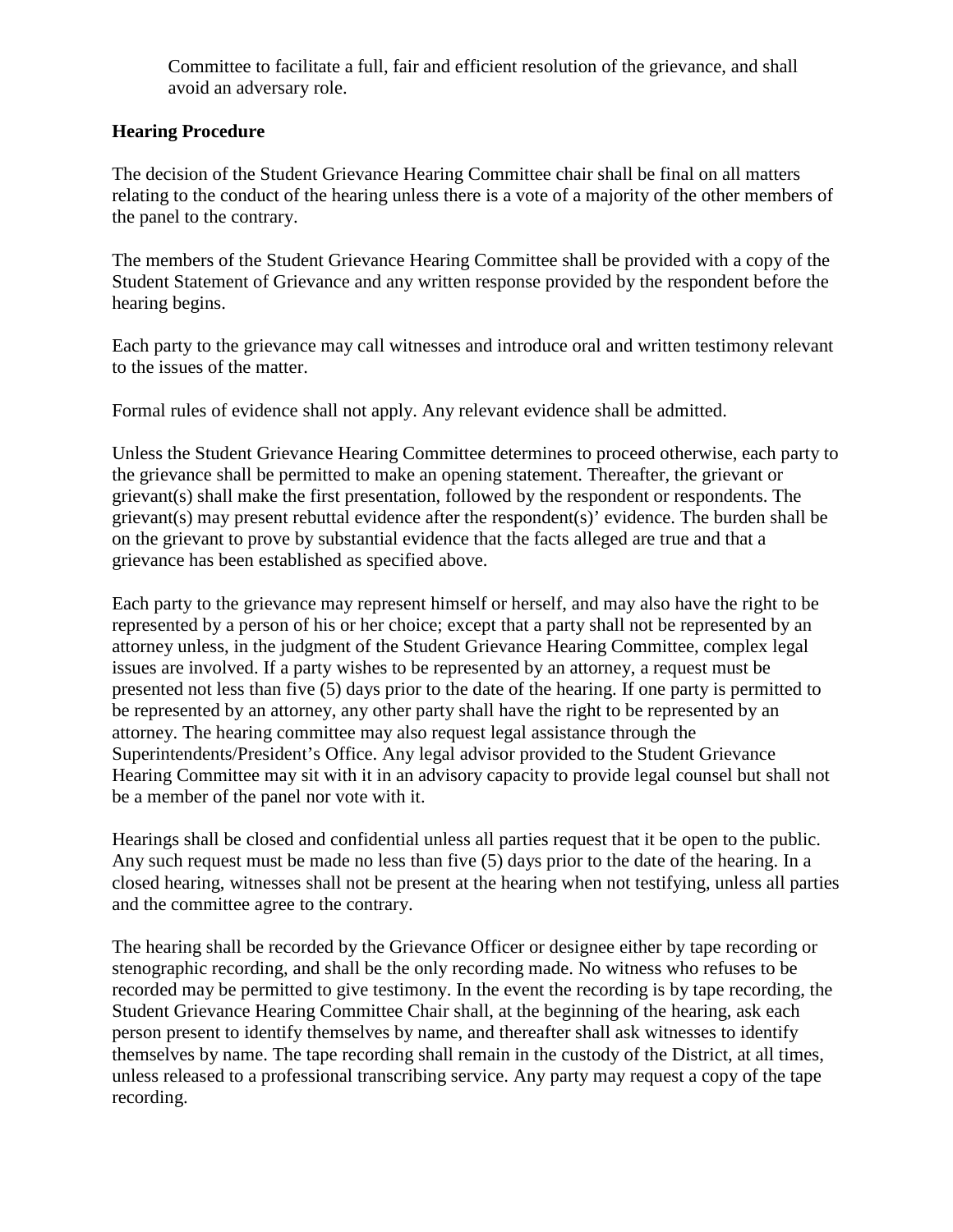Committee to facilitate a full, fair and efficient resolution of the grievance, and shall avoid an adversary role.

**Hearing Procedure**

The decision of the Student Grievance Hearing Committee chair shall be final on all matters relating to the conduct of the hearing unless there is a vote of a majority of the other members of the panel to the contrary.

The members of the Student Grievance Hearing Committee shall be provided with a copy of the Student Statement of Grievance and any written response provided by the respondent before the hearing begins.

Each party to the grievance may call witnesses and introduce oral and written testimony relevant to the issues of the matter.

Formal rules of evidence shall not apply. Any relevant evidence shall be admitted.

Unless the Student Grievance Hearing Committee determines to proceed otherwise, each party to the grievance shall be permitted to make an opening statement. Thereafter, the grievant or grievant(s) shall make the first presentation, followed by the respondent or respondents. The grievant(s) may present rebuttal evidence after the respondent(s)' evidence. The burden shall be on the grievant to prove by substantial evidence that the facts alleged are true and that a grievance has been established as specified above.

Each party to the grievance may represent himself or herself, and may also have the right to be represented by a person of his or her choice; except that a party shall not be represented by an attorney unless, in the judgment of the Student Grievance Hearing Committee, complex legal issues are involved. If a party wishes to be represented by an attorney, a request must be presented not less than five (5) days prior to the date of the hearing. If one party is permitted to be represented by an attorney, any other party shall have the right to be represented by an attorney. The hearing committee may also request legal assistance through the Superintendents/President's Office. Any legal advisor provided to the Student Grievance Hearing Committee may sit with it in an advisory capacity to provide legal counsel but shall not be a member of the panel nor vote with it.

Hearings shall be closed and confidential unless all parties request that it be open to the public. Any such request must be made no less than five (5) days prior to the date of the hearing. In a closed hearing, witnesses shall not be present at the hearing when not testifying, unless all parties and the committee agree to the contrary.

The hearing shall be recorded by the Grievance Officer or designee either by tape recording or stenographic recording, and shall be the only recording made. No witness who refuses to be recorded may be permitted to give testimony. In the event the recording is by tape recording, the Student Grievance Hearing Committee Chair shall, at the beginning of the hearing, ask each person present to identify themselves by name, and thereafter shall ask witnesses to identify themselves by name. The tape recording shall remain in the custody of the District, at all times, unless released to a professional transcribing service. Any party may request a copy of the tape recording.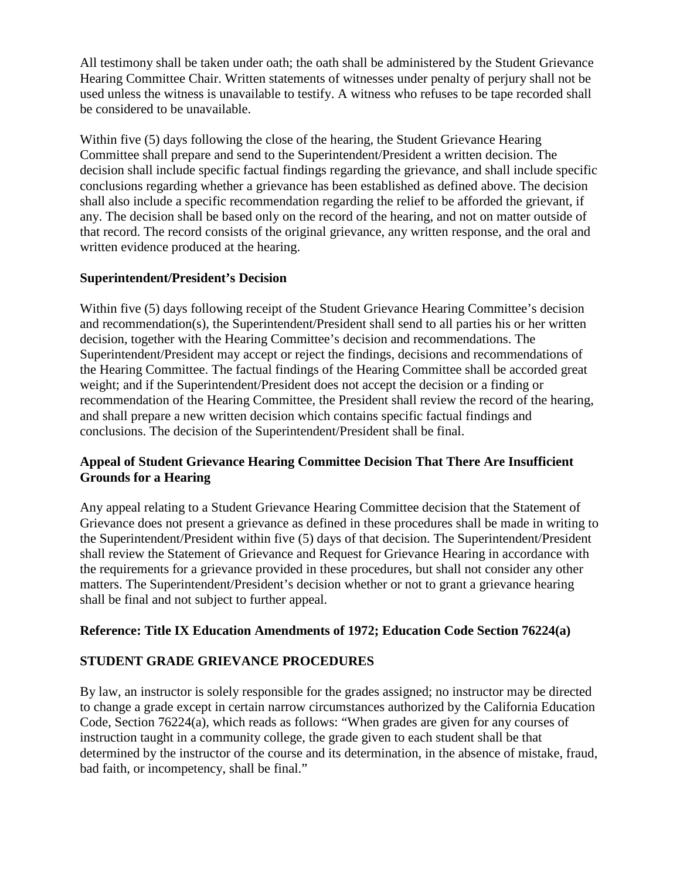All testimony shall be taken under oath; the oath shall be administered by the Student Grievance Hearing Committee Chair. Written statements of witnesses under penalty of perjury shall not be used unless the witness is unavailable to testify. A witness who refuses to be tape recorded shall be considered to be unavailable.

Within five (5) days following the close of the hearing, the Student Grievance Hearing Committee shall prepare and send to the Superintendent/President a written decision. The decision shall include specific factual findings regarding the grievance, and shall include specific conclusions regarding whether a grievance has been established as defined above. The decision shall also include a specific recommendation regarding the relief to be afforded the grievant, if any. The decision shall be based only on the record of the hearing, and not on matter outside of that record. The record consists of the original grievance, any written response, and the oral and written evidence produced at the hearing.

**Superintendent/President's Decision**

Within five (5) days following receipt of the Student Grievance Hearing Committee's decision and recommendation(s), the Superintendent/President shall send to all parties his or her written decision, together with the Hearing Committee's decision and recommendations. The Superintendent/President may accept or reject the findings, decisions and recommendations of the Hearing Committee. The factual findings of the Hearing Committee shall be accorded great weight; and if the Superintendent/President does not accept the decision or a finding or recommendation of the Hearing Committee, the President shall review the record of the hearing, and shall prepare a new written decision which contains specific factual findings and conclusions. The decision of the Superintendent/President shall be final.

**Appeal of Student Grievance Hearing Committee Decision That There Are Insufficient Grounds for a Hearing**

Any appeal relating to a Student Grievance Hearing Committee decision that the Statement of Grievance does not present a grievance as defined in these procedures shall be made in writing to the Superintendent/President within five (5) days of that decision. The Superintendent/President shall review the Statement of Grievance and Request for Grievance Hearing in accordance with the requirements for a grievance provided in these procedures, but shall not consider any other matters. The Superintendent/President's decision whether or not to grant a grievance hearing shall be final and not subject to further appeal.

**Reference: Title IX Education Amendments of 1972; Education Code Section 76224(a)**

**STUDENT GRADE GRIEVANCE PROCEDURES**

By law, an instructor is solely responsible for the grades assigned; no instructor may be directed to change a grade except in certain narrow circumstances authorized by the California Education Code, Section 76224(a), which reads as follows: "When grades are given for any courses of instruction taught in a community college, the grade given to each student shall be that determined by the instructor of the course and its determination, in the absence of mistake, fraud, bad faith, or incompetency, shall be final."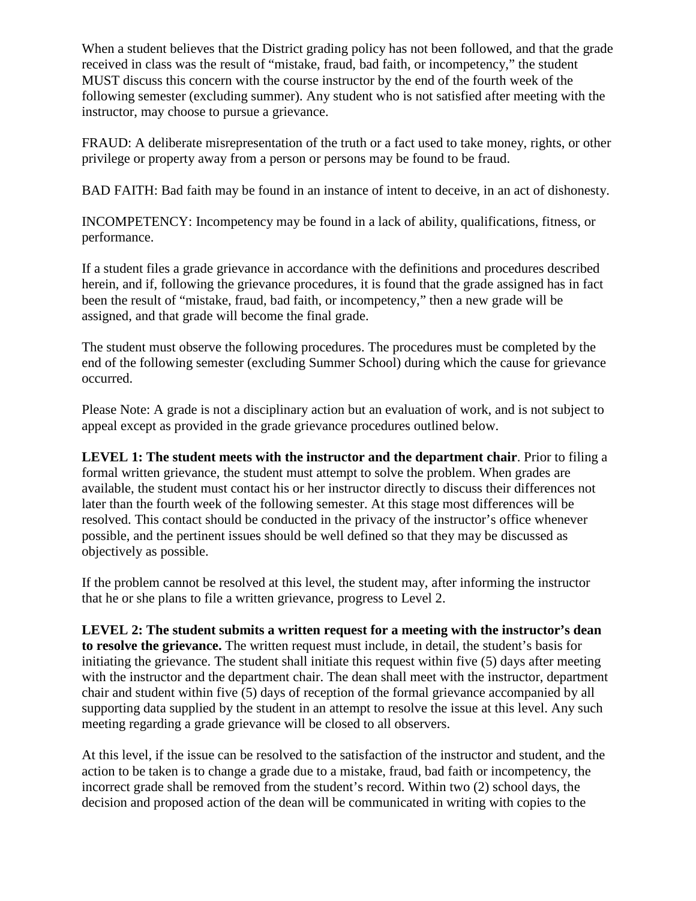When a student believes that the District grading policy has not been followed, and that the grade received in class was the result of "mistake, fraud, bad faith, or incompetency," the student MUST discuss this concern with the course instructor by the end of the fourth week of the following semester (excluding summer). Any student who is not satisfied after meeting with the instructor, may choose to pursue a grievance.

FRAUD: A deliberate misrepresentation of the truth or a fact used to take money, rights, or other privilege or property away from a person or persons may be found to be fraud.

BAD FAITH: Bad faith may be found in an instance of intent to deceive, in an act of dishonesty.

INCOMPETENCY: Incompetency may be found in a lack of ability, qualifications, fitness, or performance.

If a student files a grade grievance in accordance with the definitions and procedures described herein, and if, following the grievance procedures, it is found that the grade assigned has in fact been the result of "mistake, fraud, bad faith, or incompetency," then a new grade will be assigned, and that grade will become the final grade.

The student must observe the following procedures. The procedures must be completed by the end of the following semester (excluding Summer School) during which the cause for grievance occurred.

Please Note: A grade is not a disciplinary action but an evaluation of work, and is not subject to appeal except as provided in the grade grievance procedures outlined below.

**LEVEL 1: The student meets with the instructor and the department chair**. Prior to filing a formal written grievance, the student must attempt to solve the problem. When grades are available, the student must contact his or her instructor directly to discuss their differences not later than the fourth week of the following semester. At this stage most differences will be resolved. This contact should be conducted in the privacy of the instructor's office whenever possible, and the pertinent issues should be well defined so that they may be discussed as objectively as possible.

If the problem cannot be resolved at this level, the student may, after informing the instructor that he or she plans to file a written grievance, progress to Level 2.

**LEVEL 2: The student submits a written request for a meeting with the instructor's dean to resolve the grievance.** The written request must include, in detail, the student's basis for initiating the grievance. The student shall initiate this request within five (5) days after meeting with the instructor and the department chair. The dean shall meet with the instructor, department chair and student within five (5) days of reception of the formal grievance accompanied by all supporting data supplied by the student in an attempt to resolve the issue at this level. Any such meeting regarding a grade grievance will be closed to all observers.

At this level, if the issue can be resolved to the satisfaction of the instructor and student, and the action to be taken is to change a grade due to a mistake, fraud, bad faith or incompetency, the incorrect grade shall be removed from the student's record. Within two (2) school days, the decision and proposed action of the dean will be communicated in writing with copies to the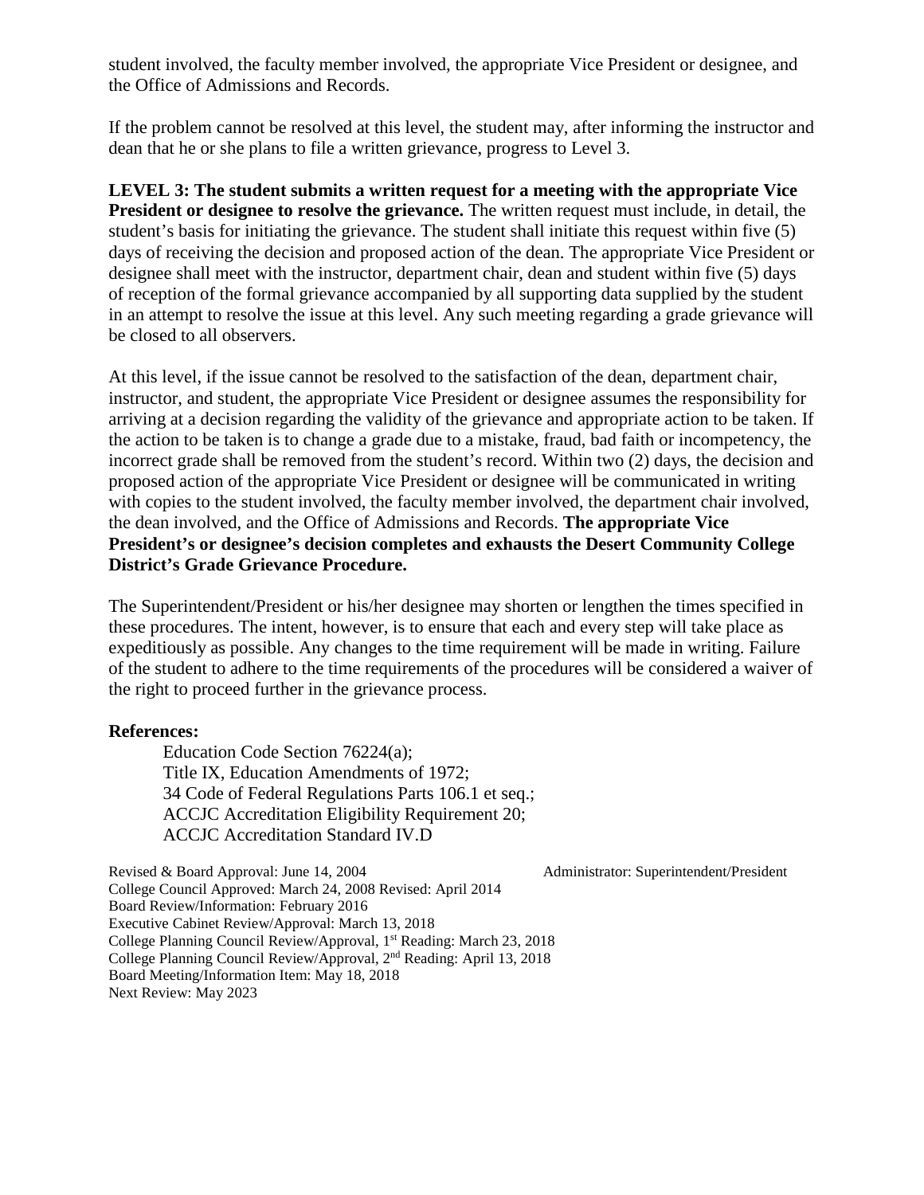student involved, the faculty member involved, the appropriate Vice President or designee, and the Office of Admissions and Records.

If the problem cannot be resolved at this level, the student may, after informing the instructor and dean that he or she plans to file a written grievance, progress to Level 3.

**LEVEL 3: The student submits a written request for a meeting with the appropriate Vice President or designee to resolve the grievance.** The written request must include, in detail, the student's basis for initiating the grievance. The student shall initiate this request within five (5) days of receiving the decision and proposed action of the dean. The appropriate Vice President or designee shall meet with the instructor, department chair, dean and student within five (5) days of reception of the formal grievance accompanied by all supporting data supplied by the student in an attempt to resolve the issue at this level. Any such meeting regarding a grade grievance will be closed to all observers.

At this level, if the issue cannot be resolved to the satisfaction of the dean, department chair, instructor, and student, the appropriate Vice President or designee assumes the responsibility for arriving at a decision regarding the validity of the grievance and appropriate action to be taken. If the action to be taken is to change a grade due to a mistake, fraud, bad faith or incompetency, the incorrect grade shall be removed from the student's record. Within two (2) days, the decision and proposed action of the appropriate Vice President or designee will be communicated in writing with copies to the student involved, the faculty member involved, the department chair involved, the dean involved, and the Office of Admissions and Records. **The appropriate Vice President's or designee's decision completes and exhausts the Desert Community College District's Grade Grievance Procedure.**

The Superintendent/President or his/her designee may shorten or lengthen the times specified in these procedures. The intent, however, is to ensure that each and every step will take place as expeditiously as possible. Any changes to the time requirement will be made in writing. Failure of the student to adhere to the time requirements of the procedures will be considered a waiver of the right to proceed further in the grievance process.

**References:**

Education Code Section 76224(a);
Title IX, Education Amendments of 1972;
34 Code of Federal Regulations Parts 106.1 et seq.;
ACCJC Accreditation Eligibility Requirement 20;
ACCJC Accreditation Standard IV.D

Revised & Board Approval: June 14, 2004
Administrator: Superintendent/President
College Council Approved: March 24, 2008 Revised: April 2014
Board Review/Information: February 2016
Executive Cabinet Review/Approval: March 13, 2018
College Planning Council Review/Approval, 1st Reading: March 23, 2018
College Planning Council Review/Approval, 2nd Reading: April 13, 2018
Board Meeting/Information Item: May 18, 2018
Next Review: May 2023